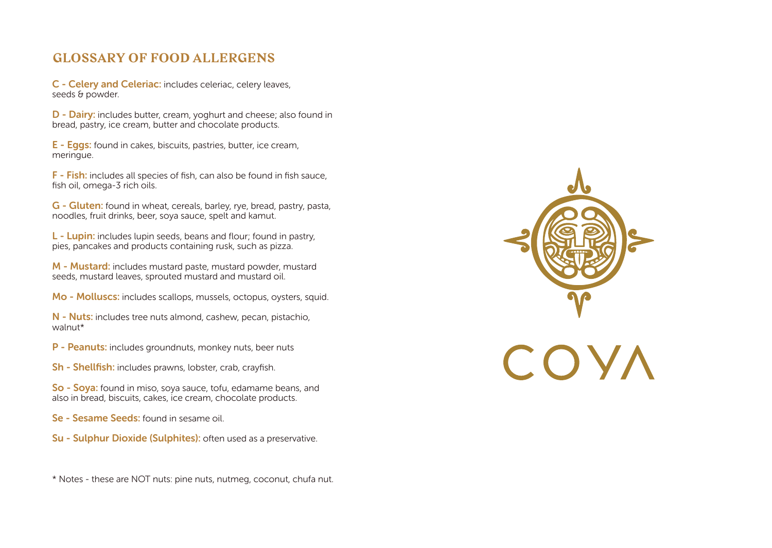# GLOSSARY OF FOOD ALLERGENS

**C - Celery and Celeriac:** includes celeriac, celery leaves, seeds & powder.

**D - Dairy:** includes butter, cream, yoghurt and cheese; also found in bread, pastry, ice cream, butter and chocolate products.

**E - Eggs:** found in cakes, biscuits, pastries, butter, ice cream, meringue.

**F - Fish:** includes all species of fish, can also be found in fish sauce, fish oil, omega-3 rich oils.

**G - Gluten:** found in wheat, cereals, barley, rye, bread, pastry, pasta, noodles, fruit drinks, beer, soya sauce, spelt and kamut.

**L - Lupin:** includes lupin seeds, beans and flour; found in pastry, pies, pancakes and products containing rusk, such as pizza.

**M - Mustard:** includes mustard paste, mustard powder, mustard seeds, mustard leaves, sprouted mustard and mustard oil.

**Mo - Molluscs:** includes scallops, mussels, octopus, oysters, squid.

**N - Nuts:** includes tree nuts almond, cashew, pecan, pistachio, walnut*

**P - Peanuts:** includes groundnuts, monkey nuts, beer nuts

**Sh - Shellfish:** includes prawns, lobster, crab, crayfish.

**So - Soya:** found in miso, soya sauce, tofu, edamame beans, and also in bread, biscuits, cakes, ice cream, chocolate products.

**Se - Sesame Seeds:** found in sesame oil.

**Su - Sulphur Dioxide (Sulphites):** often used as a preservative.

* Notes - these are NOT nuts: pine nuts, nutmeg, coconut, chufa nut.

COYA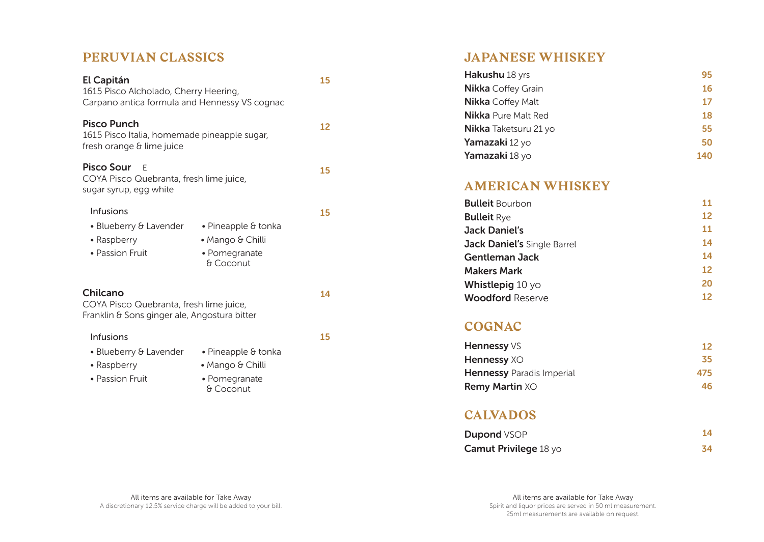## PERUVIAN CLASSICS

**El Capitán** — 15
1615 Pisco Alcholado, Cherry Heering, Carpano antica formula and Hennessy VS cognac

**Pisco Punch** — 12
1615 Pisco Italia, homemade pineapple sugar, fresh orange & lime juice

**Pisco Sour** E — 15
COYA Pisco Quebranta, fresh lime juice, sugar syrup, egg white

Infusions — 15

- Blueberry & Lavender
- Raspberry
- Passion Fruit
- Pineapple & tonka
- Mango & Chilli
- Pomegranate & Coconut

**Chilcano** — 14
COYA Pisco Quebranta, fresh lime juice, Franklin & Sons ginger ale, Angostura bitter

Infusions — 15

- Blueberry & Lavender
- Raspberry
- Passion Fruit
- Pineapple & tonka
- Mango & Chilli
- Pomegranate & Coconut

All items are available for Take Away
A discretionary 12.5% service charge will be added to your bill.

## JAPANESE WHISKEY

| Item | Price |
|---|---|
| **Hakushu** 18 yrs | 95 |
| **Nikka** Coffey Grain | 16 |
| **Nikka** Coffey Malt | 17 |
| **Nikka** Pure Malt Red | 18 |
| **Nikka** Taketsuru 21 yo | 55 |
| **Yamazaki** 12 yo | 50 |
| **Yamazaki** 18 yo | 140 |

## AMERICAN WHISKEY

| Item | Price |
|---|---|
| **Bulleit** Bourbon | 11 |
| **Bulleit** Rye | 12 |
| **Jack Daniel's** | 11 |
| **Jack Daniel's** Single Barrel | 14 |
| **Gentleman Jack** | 14 |
| **Makers Mark** | 12 |
| **Whistlepig** 10 yo | 20 |
| **Woodford** Reserve | 12 |

## COGNAC

| Item | Price |
|---|---|
| **Hennessy** VS | 12 |
| **Hennessy** XO | 35 |
| **Hennessy** Paradis Imperial | 475 |
| **Remy Martin** XO | 46 |

## CALVADOS

| Item | Price |
|---|---|
| **Dupond** VSOP | 14 |
| **Camut Privilege** 18 yo | 34 |

All items are available for Take Away
Spirit and liquor prices are served in 50 ml measurement.
25ml measurements are available on request.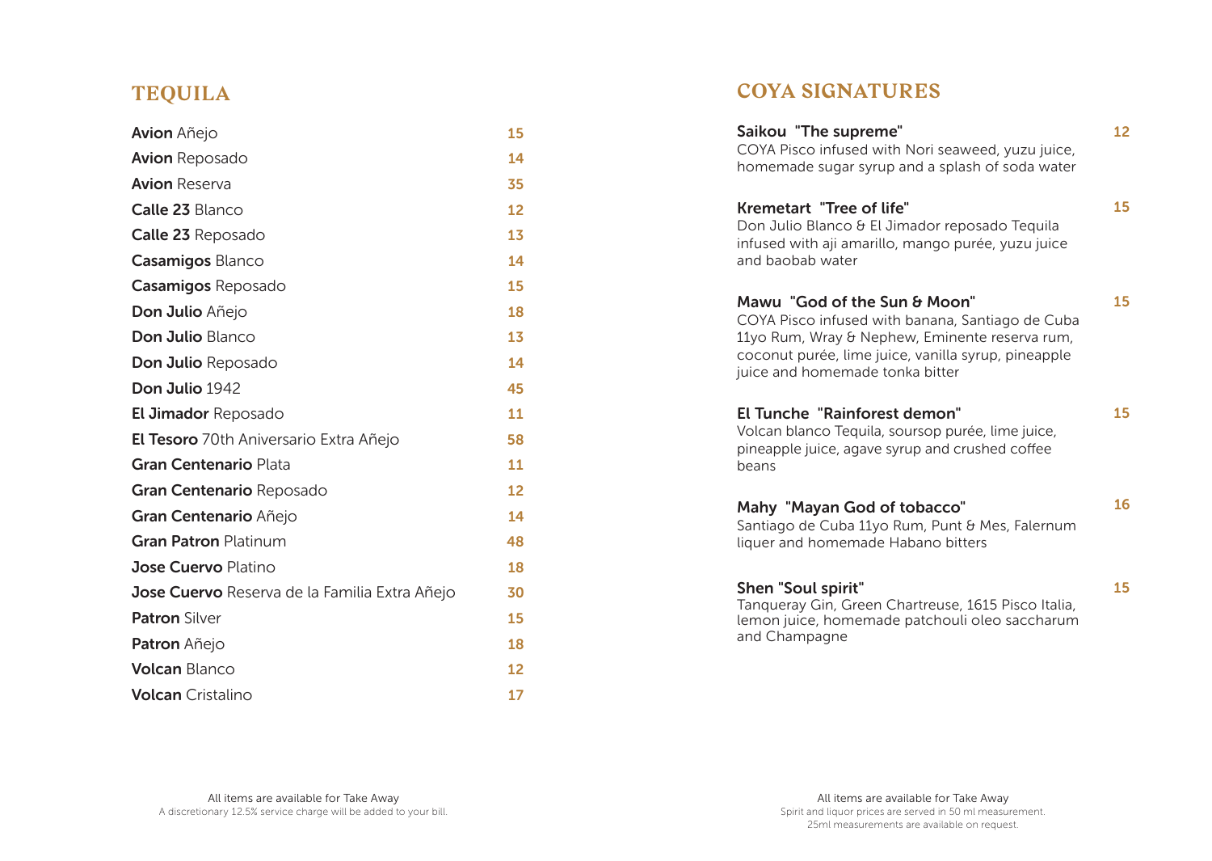## TEQUILA

| | |
|---|---|
| **Avion** Añejo | 15 |
| **Avion** Reposado | 14 |
| **Avion** Reserva | 35 |
| **Calle 23** Blanco | 12 |
| **Calle 23** Reposado | 13 |
| **Casamigos** Blanco | 14 |
| **Casamigos** Reposado | 15 |
| **Don Julio** Añejo | 18 |
| **Don Julio** Blanco | 13 |
| **Don Julio** Reposado | 14 |
| **Don Julio** 1942 | 45 |
| **El Jimador** Reposado | 11 |
| **El Tesoro** 70th Aniversario Extra Añejo | 58 |
| **Gran Centenario** Plata | 11 |
| **Gran Centenario** Reposado | 12 |
| **Gran Centenario** Añejo | 14 |
| **Gran Patron** Platinum | 48 |
| **Jose Cuervo** Platino | 18 |
| **Jose Cuervo** Reserva de la Familia Extra Añejo | 30 |
| **Patron** Silver | 15 |
| **Patron** Añejo | 18 |
| **Volcan** Blanco | 12 |
| **Volcan** Cristalino | 17 |

All items are available for Take Away
A discretionary 12.5% service charge will be added to your bill.

## COYA SIGNATURES

**Saikou "The supreme"** — 12
COYA Pisco infused with Nori seaweed, yuzu juice, homemade sugar syrup and a splash of soda water

**Kremetart "Tree of life"** — 15
Don Julio Blanco & El Jimador reposado Tequila infused with aji amarillo, mango purée, yuzu juice and baobab water

**Mawu "God of the Sun & Moon"** — 15
COYA Pisco infused with banana, Santiago de Cuba 11yo Rum, Wray & Nephew, Eminente reserva rum, coconut purée, lime juice, vanilla syrup, pineapple juice and homemade tonka bitter

**El Tunche "Rainforest demon"** — 15
Volcan blanco Tequila, soursop purée, lime juice, pineapple juice, agave syrup and crushed coffee beans

**Mahy "Mayan God of tobacco"** — 16
Santiago de Cuba 11yo Rum, Punt & Mes, Falernum liquer and homemade Habano bitters

**Shen "Soul spirit"** — 15
Tanqueray Gin, Green Chartreuse, 1615 Pisco Italia, lemon juice, homemade patchouli oleo saccharum and Champagne

All items are available for Take Away
Spirit and liquor prices are served in 50 ml measurement.
25ml measurements are available on request.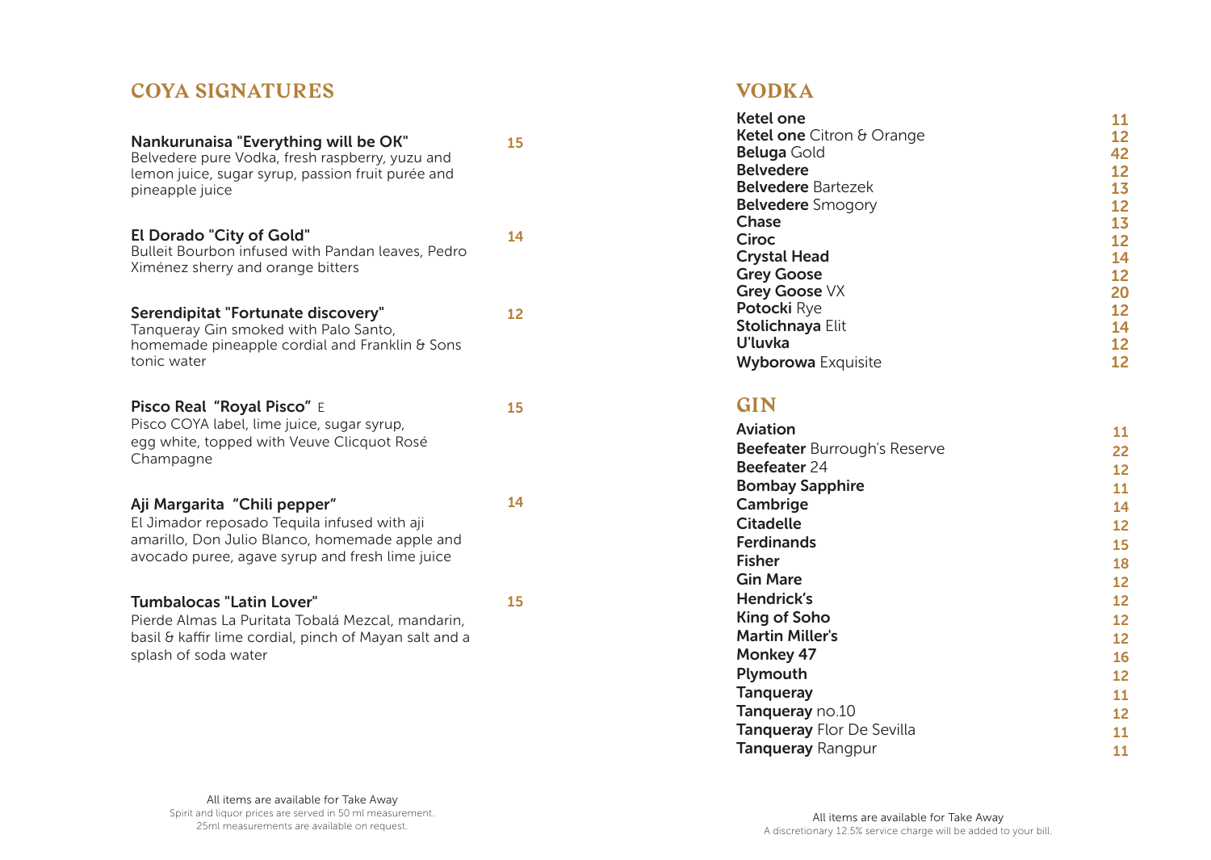## COYA SIGNATURES

**Nankurunaisa "Everything will be OK"** 15
Belvedere pure Vodka, fresh raspberry, yuzu and lemon juice, sugar syrup, passion fruit purée and pineapple juice

**El Dorado "City of Gold"** 14
Bulleit Bourbon infused with Pandan leaves, Pedro Ximénez sherry and orange bitters

**Serendipitat "Fortunate discovery"** 12
Tanqueray Gin smoked with Palo Santo, homemade pineapple cordial and Franklin & Sons tonic water

**Pisco Real "Royal Pisco"** E 15
Pisco COYA label, lime juice, sugar syrup, egg white, topped with Veuve Clicquot Rosé Champagne

**Aji Margarita "Chili pepper"** 14
El Jimador reposado Tequila infused with aji amarillo, Don Julio Blanco, homemade apple and avocado puree, agave syrup and fresh lime juice

**Tumbalocas "Latin Lover"** 15
Pierde Almas La Puritata Tobalá Mezcal, mandarin, basil & kaffir lime cordial, pinch of Mayan salt and a splash of soda water

All items are available for Take Away
Spirit and liquor prices are served in 50 ml measurement.
25ml measurements are available on request.

## VODKA

| | |
|---|---|
| **Ketel one** | 11 |
| **Ketel one** Citron & Orange | 12 |
| **Beluga** Gold | 42 |
| **Belvedere** | 12 |
| **Belvedere** Bartezek | 13 |
| **Belvedere** Smogory | 12 |
| **Chase** | 13 |
| **Ciroc** | 12 |
| **Crystal Head** | 14 |
| **Grey Goose** | 12 |
| **Grey Goose** VX | 20 |
| **Potocki** Rye | 12 |
| **Stolichnaya** Elit | 14 |
| **U'luvka** | 12 |
| **Wyborowa** Exquisite | 12 |

## GIN

| | |
|---|---|
| **Aviation** | 11 |
| **Beefeater** Burrough's Reserve | 22 |
| **Beefeater** 24 | 12 |
| **Bombay Sapphire** | 11 |
| **Cambrige** | 14 |
| **Citadelle** | 12 |
| **Ferdinands** | 15 |
| **Fisher** | 18 |
| **Gin Mare** | 12 |
| **Hendrick's** | 12 |
| **King of Soho** | 12 |
| **Martin Miller's** | 12 |
| **Monkey 47** | 16 |
| **Plymouth** | 12 |
| **Tanqueray** | 11 |
| **Tanqueray** no.10 | 12 |
| **Tanqueray** Flor De Sevilla | 11 |
| **Tanqueray** Rangpur | 11 |

All items are available for Take Away
A discretionary 12.5% service charge will be added to your bill.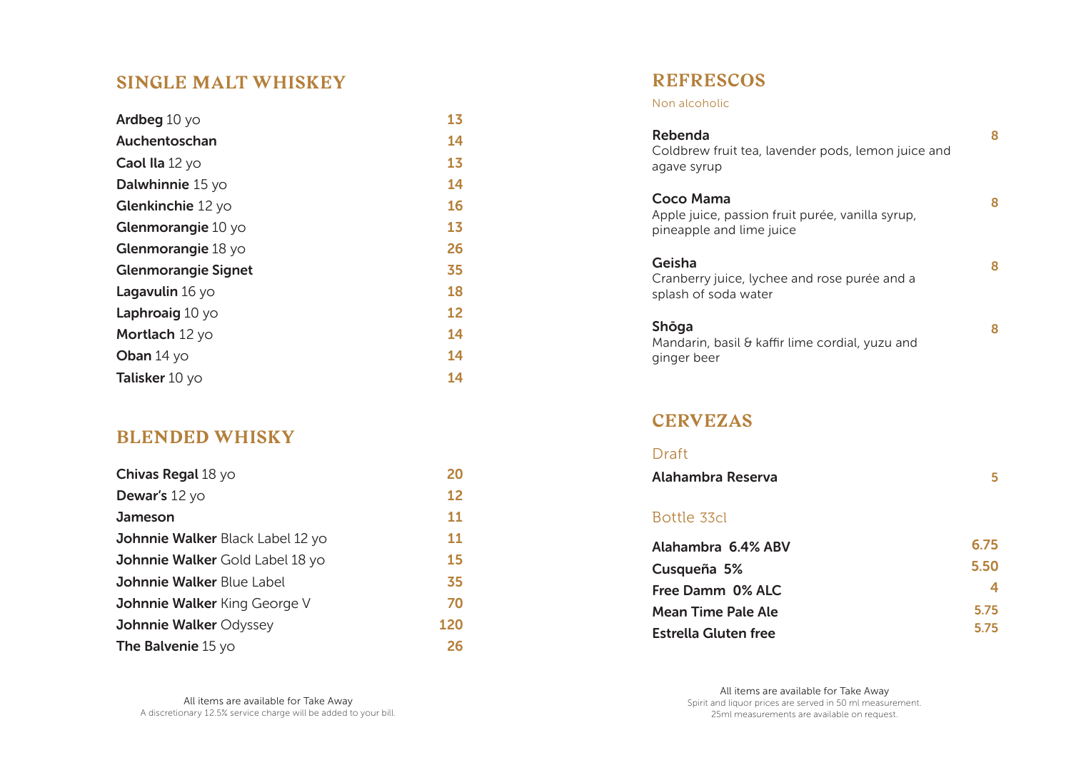## SINGLE MALT WHISKEY

| | |
|---|---|
| **Ardbeg** 10 yo | 13 |
| **Auchentoschan** | 14 |
| **Caol Ila** 12 yo | 13 |
| **Dalwhinnie** 15 yo | 14 |
| **Glenkinchie** 12 yo | 16 |
| **Glenmorangie** 10 yo | 13 |
| **Glenmorangie** 18 yo | 26 |
| **Glenmorangie Signet** | 35 |
| **Lagavulin** 16 yo | 18 |
| **Laphroaig** 10 yo | 12 |
| **Mortlach** 12 yo | 14 |
| **Oban** 14 yo | 14 |
| **Talisker** 10 yo | 14 |

## BLENDED WHISKY

| | |
|---|---|
| **Chivas Regal** 18 yo | 20 |
| **Dewar's** 12 yo | 12 |
| **Jameson** | 11 |
| **Johnnie Walker** Black Label 12 yo | 11 |
| **Johnnie Walker** Gold Label 18 yo | 15 |
| **Johnnie Walker** Blue Label | 35 |
| **Johnnie Walker** King George V | 70 |
| **Johnnie Walker** Odyssey | 120 |
| **The Balvenie** 15 yo | 26 |

All items are available for Take Away
A discretionary 12.5% service charge will be added to your bill.

## REFRESCOS

Non alcoholic

**Rebenda** — 8
Coldbrew fruit tea, lavender pods, lemon juice and agave syrup

**Coco Mama** — 8
Apple juice, passion fruit purée, vanilla syrup, pineapple and lime juice

**Geisha** — 8
Cranberry juice, lychee and rose purée and a splash of soda water

**Shōga** — 8
Mandarin, basil & kaffir lime cordial, yuzu and ginger beer

## CERVEZAS

### Draft

| | |
|---|---|
| **Alahambra Reserva** | 5 |

### Bottle 33cl

| | |
|---|---|
| **Alahambra 6.4% ABV** | 6.75 |
| **Cusqueña 5%** | 5.50 |
| **Free Damm 0% ALC** | 4 |
| **Mean Time Pale Ale** | 5.75 |
| **Estrella Gluten free** | 5.75 |

All items are available for Take Away
Spirit and liquor prices are served in 50 ml measurement.
25ml measurements are available on request.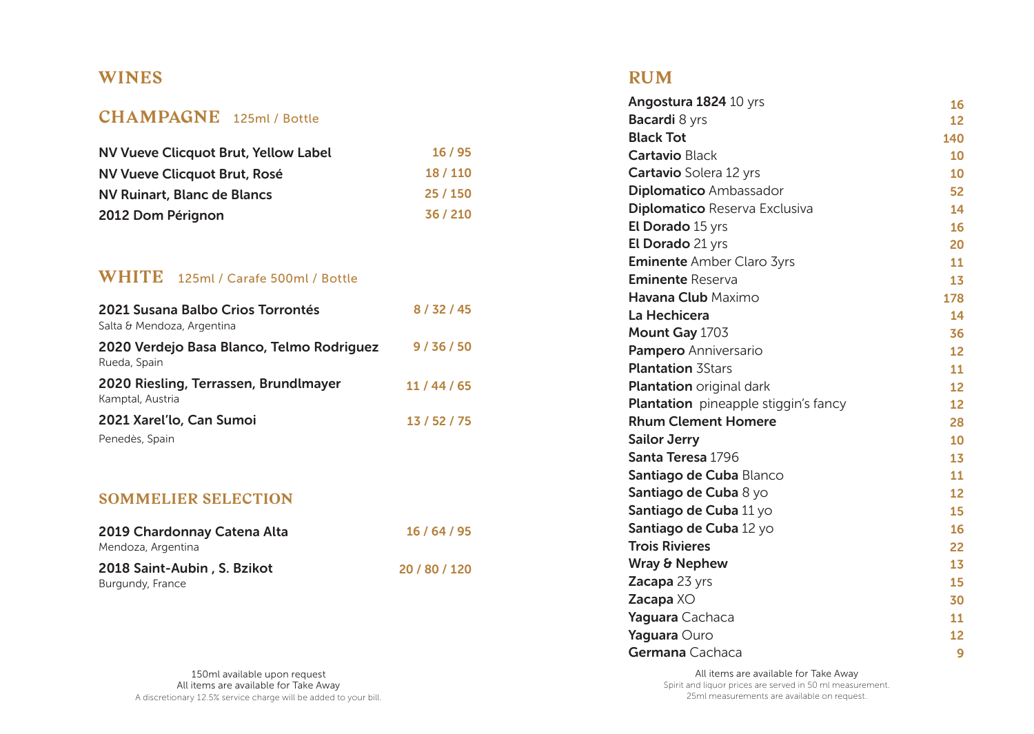# WINES

## CHAMPAGNE 125ml / Bottle

| | |
|---|---|
| **NV Vueve Clicquot Brut, Yellow Label** | 16 / 95 |
| **NV Vueve Clicquot Brut, Rosé** | 18 / 110 |
| **NV Ruinart, Blanc de Blancs** | 25 / 150 |
| **2012 Dom Pérignon** | 36 / 210 |

## WHITE 125ml / Carafe 500ml / Bottle

| | |
|---|---|
| **2021 Susana Balbo Crios Torrontés**<br>Salta & Mendoza, Argentina | 8 / 32 / 45 |
| **2020 Verdejo Basa Blanco, Telmo Rodriguez**<br>Rueda, Spain | 9 / 36 / 50 |
| **2020 Riesling, Terrassen, Brundlmayer**<br>Kamptal, Austria | 11 / 44 / 65 |
| **2021 Xarel'lo, Can Sumoi**<br>Penedès, Spain | 13 / 52 / 75 |

## SOMMELIER SELECTION

| | |
|---|---|
| **2019 Chardonnay Catena Alta**<br>Mendoza, Argentina | 16 / 64 / 95 |
| **2018 Saint-Aubin , S. Bzikot**<br>Burgundy, France | 20 / 80 / 120 |

150ml available upon request
All items are available for Take Away
A discretionary 12.5% service charge will be added to your bill.

# RUM

| | |
|---|---|
| **Angostura 1824** 10 yrs | 16 |
| **Bacardi** 8 yrs | 12 |
| **Black Tot** | 140 |
| **Cartavio** Black | 10 |
| **Cartavio** Solera 12 yrs | 10 |
| **Diplomatico** Ambassador | 52 |
| **Diplomatico** Reserva Exclusiva | 14 |
| **El Dorado** 15 yrs | 16 |
| **El Dorado** 21 yrs | 20 |
| **Eminente** Amber Claro 3yrs | 11 |
| **Eminente** Reserva | 13 |
| **Havana Club** Maximo | 178 |
| **La Hechicera** | 14 |
| **Mount Gay** 1703 | 36 |
| **Pampero** Anniversario | 12 |
| **Plantation** 3Stars | 11 |
| **Plantation** original dark | 12 |
| **Plantation** pineapple stiggin's fancy | 12 |
| **Rhum Clement Homere** | 28 |
| **Sailor Jerry** | 10 |
| **Santa Teresa** 1796 | 13 |
| **Santiago de Cuba** Blanco | 11 |
| **Santiago de Cuba** 8 yo | 12 |
| **Santiago de Cuba** 11 yo | 15 |
| **Santiago de Cuba** 12 yo | 16 |
| **Trois Rivieres** | 22 |
| **Wray & Nephew** | 13 |
| **Zacapa** 23 yrs | 15 |
| **Zacapa** XO | 30 |
| **Yaguara** Cachaca | 11 |
| **Yaguara** Ouro | 12 |
| **Germana** Cachaca | 9 |

All items are available for Take Away
Spirit and liquor prices are served in 50 ml measurement.
25ml measurements are available on request.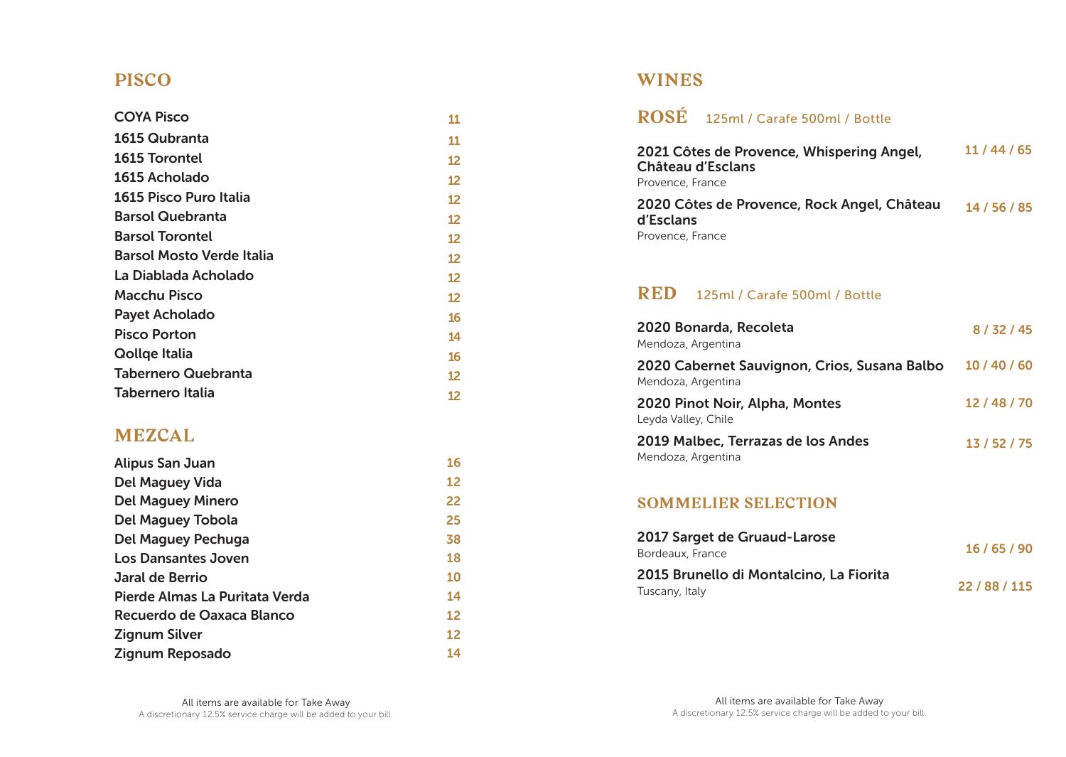## PISCO

| | |
|---|---|
| COYA Pisco | 11 |
| 1615 Qubranta | 11 |
| 1615 Torontel | 12 |
| 1615 Acholado | 12 |
| 1615 Pisco Puro Italia | 12 |
| Barsol Quebranta | 12 |
| Barsol Torontel | 12 |
| Barsol Mosto Verde Italia | 12 |
| La Diablada Acholado | 12 |
| Macchu Pisco | 12 |
| Payet Acholado | 16 |
| Pisco Porton | 14 |
| Qollqe Italia | 16 |
| Tabernero Quebranta | 12 |
| Tabernero Italia | 12 |

## MEZCAL

| | |
|---|---|
| Alipus San Juan | 16 |
| Del Maguey Vida | 12 |
| Del Maguey Minero | 22 |
| Del Maguey Tobola | 25 |
| Del Maguey Pechuga | 38 |
| Los Dansantes Joven | 18 |
| Jaral de Berrio | 10 |
| Pierde Almas La Puritata Verda | 14 |
| Recuerdo de Oaxaca Blanco | 12 |
| Zignum Silver | 12 |
| Zignum Reposado | 14 |

All items are available for Take Away
A discretionary 12.5% service charge will be added to your bill.

## WINES

### ROSÉ 125ml / Carafe 500ml / Bottle

**2021 Côtes de Provence, Whispering Angel, Château d'Esclans** — 11 / 44 / 65
Provence, France

**2020 Côtes de Provence, Rock Angel, Château d'Esclans** — 14 / 56 / 85
Provence, France

### RED 125ml / Carafe 500ml / Bottle

**2020 Bonarda, Recoleta** — 8 / 32 / 45
Mendoza, Argentina

**2020 Cabernet Sauvignon, Crios, Susana Balbo** — 10 / 40 / 60
Mendoza, Argentina

**2020 Pinot Noir, Alpha, Montes** — 12 / 48 / 70
Leyda Valley, Chile

**2019 Malbec, Terrazas de los Andes** — 13 / 52 / 75
Mendoza, Argentina

### SOMMELIER SELECTION

**2017 Sarget de Gruaud-Larose** — 16 / 65 / 90
Bordeaux, France

**2015 Brunello di Montalcino, La Fiorita** — 22 / 88 / 115
Tuscany, Italy

All items are available for Take Away
A discretionary 12.5% service charge will be added to your bill.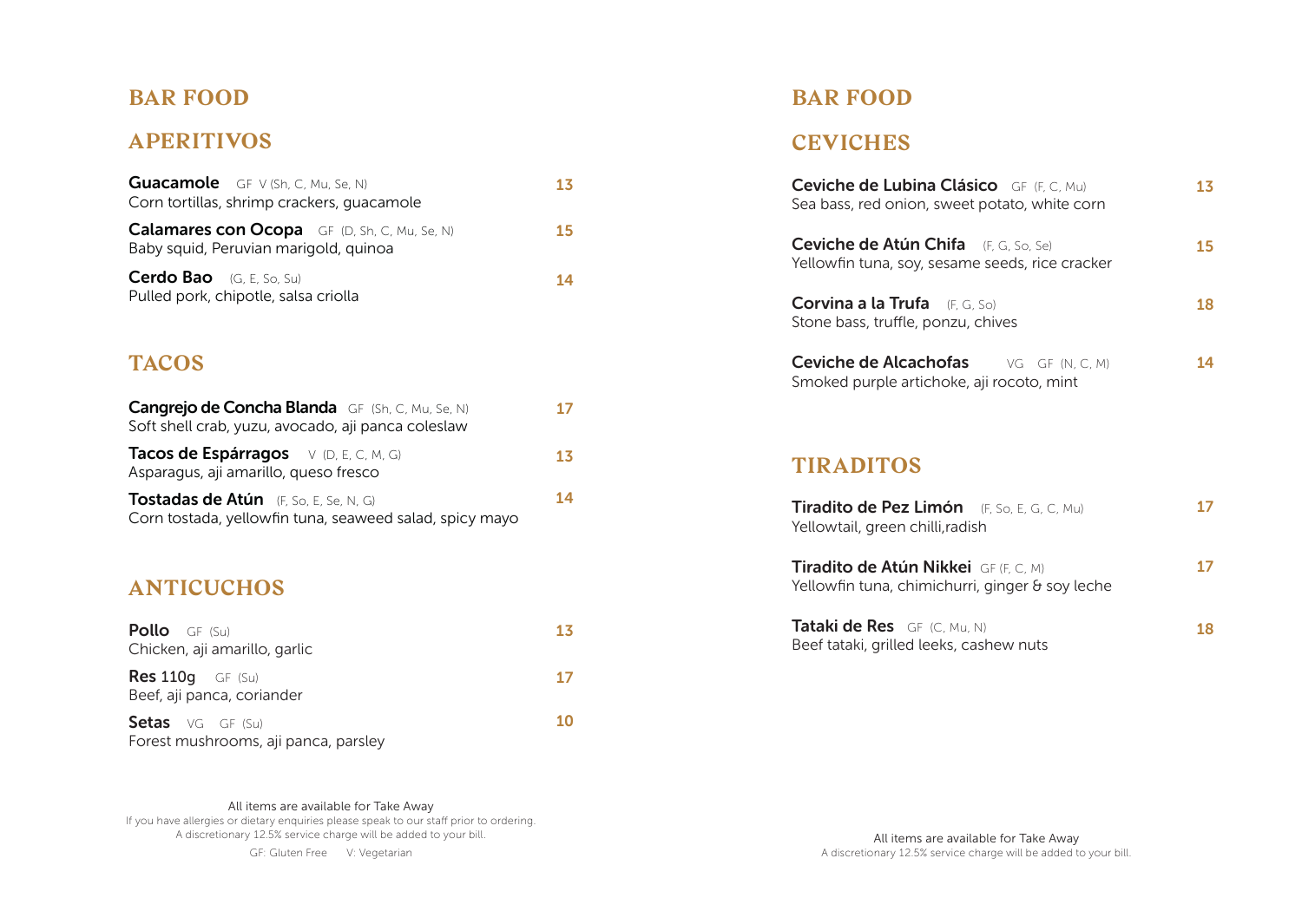# BAR FOOD

## APERITIVOS

**Guacamole** GF V (Sh, C, Mu, Se, N) — 13
Corn tortillas, shrimp crackers, guacamole

**Calamares con Ocopa** GF (D, Sh, C, Mu, Se, N) — 15
Baby squid, Peruvian marigold, quinoa

**Cerdo Bao** (G, E, So, Su) — 14
Pulled pork, chipotle, salsa criolla

## TACOS

**Cangrejo de Concha Blanda** GF (Sh, C, Mu, Se, N) — 17
Soft shell crab, yuzu, avocado, aji panca coleslaw

**Tacos de Espárragos** V (D, E, C, M, G) — 13
Asparagus, aji amarillo, queso fresco

**Tostadas de Atún** (F, So, E, Se, N, G) — 14
Corn tostada, yellowfin tuna, seaweed salad, spicy mayo

## ANTICUCHOS

**Pollo** GF (Su) — 13
Chicken, aji amarillo, garlic

**Res** 110g GF (Su) — 17
Beef, aji panca, coriander

**Setas** VG GF (Su) — 10
Forest mushrooms, aji panca, parsley

All items are available for Take Away
If you have allergies or dietary enquiries please speak to our staff prior to ordering.
A discretionary 12.5% service charge will be added to your bill.
GF: Gluten Free V: Vegetarian

# BAR FOOD

## CEVICHES

**Ceviche de Lubina Clásico** GF (F, C, Mu) — 13
Sea bass, red onion, sweet potato, white corn

**Ceviche de Atún Chifa** (F, G, So, Se) — 15
Yellowfin tuna, soy, sesame seeds, rice cracker

**Corvina a la Trufa** (F, G, So) — 18
Stone bass, truffle, ponzu, chives

**Ceviche de Alcachofas** VG GF (N, C, M) — 14
Smoked purple artichoke, aji rocoto, mint

## TIRADITOS

**Tiradito de Pez Limón** (F, So, E, G, C, Mu) — 17
Yellowtail, green chilli,radish

**Tiradito de Atún Nikkei** GF (F, C, M) — 17
Yellowfin tuna, chimichurri, ginger & soy leche

**Tataki de Res** GF (C, Mu, N) — 18
Beef tataki, grilled leeks, cashew nuts

All items are available for Take Away
A discretionary 12.5% service charge will be added to your bill.